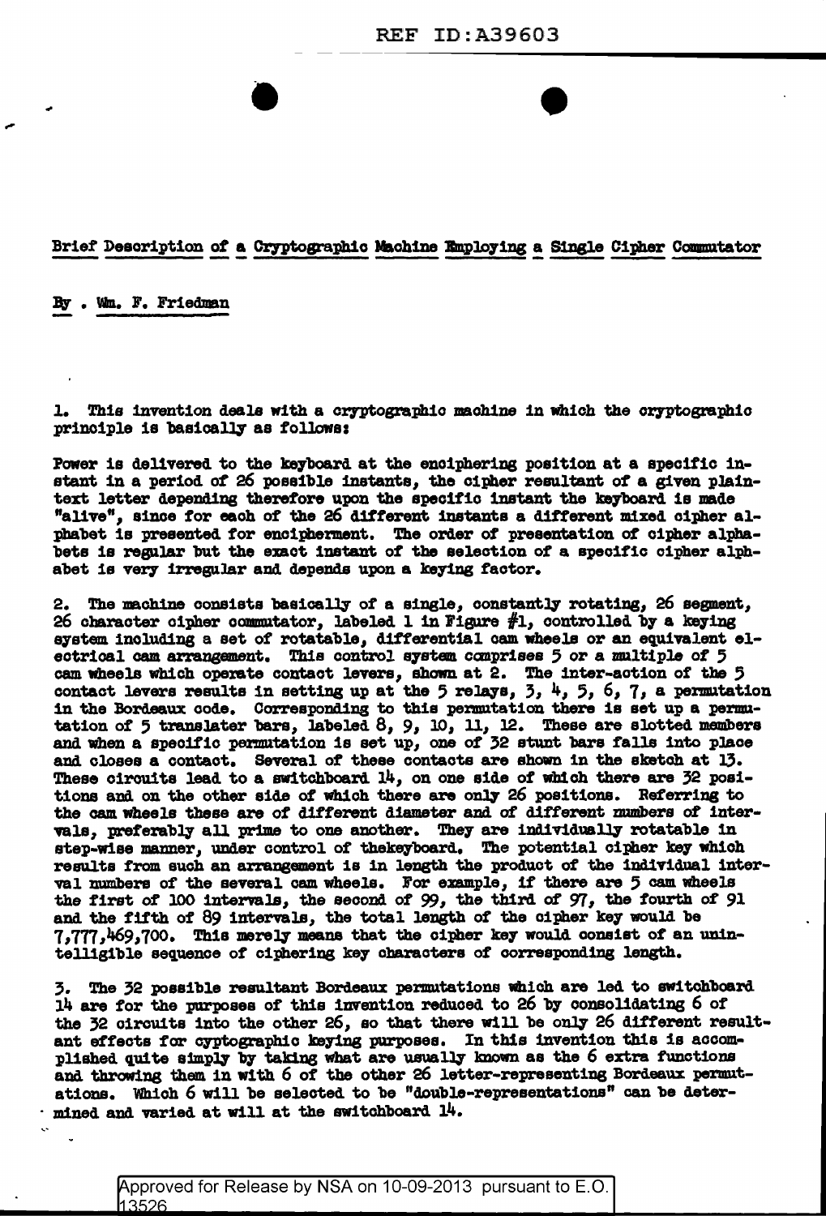## Brief Description of a Cryptographic Machine Employing a Single Cipher Commutator

By . Wm. F. Friedman

1. This invention deals with a cryptographic machine in which the cryptographic principle is basically as follows:

Power is delivered to the keyboard at the enciphering position at a specific instant in a period of 26 possible instants, the cipher resultant of a given plaintext letter depending therefore upon the specific instant the keyboard is made "alive", since for each of the 26 different instants a different mixed cipher alphabet is presented for encipherment. The order of presentation of cipher alphabets is regular but the exact instant of the selection of a specific cipher alphabet is very irregular and depends upon a keying factor.

2. The machine consists basically of a single, constantly rotating, 26 segment, 26 character cipher commutator, labeled 1 in Figure #1, controlled by a keying system including a set of rotatable, differential cam wheels or an equivalent electrical cam arrangement. This control system comprises 5 or a multiple of 5 cam wheels which operate contact levers, shown at 2. The inter-action of the 5 contact levers results in setting up at the 5 relays, 3, 4, 5, 6, 7, a permutation in the Bordeaux code. Corresponding to this permutation there is set up a permutation of 5 translater bars, labeled 8, 9, 10, 11, 12. These are slotted members and when a specific permutation is set up, one of 32 stunt bars falls into place and closes a contact. Several of these contacts are shown in the sketch at 13. These circuits lead to a switchboard 14, on one side of which there are 32 positions and on the other side of which there are only 26 positions. Referring to the cam wheels these are of different diameter and of different numbers of intervals, preferably all prime to one another. They are individually rotatable in step-wise manner, under control of thekeyboard. The potential cipher key which results from such an arrangement is in length the product of the individual interval numbers of the several cam wheels. For example, if there are 5 cam wheels the first of 100 intervals, the second of 99, the third of 97, the fourth of 91 and the fifth of 89 intervals, the total length of the cipher key would be 7,777,469,700. This merely means that the cipher key would consist of an unintelligible sequence of ciphering key characters of corresponding length.

3. The 32 possible resultant Bordeaux permutations which are led to switchboard 14 are for the purposes of this invention reduced to 26 by consolidating 6 of the 32 circuits into the other 26, so that there will be only 26 different resultant effects for cryptographic keying purposes. In this invention this is accomplished quite simply by taking what are usually known as the 6 extra functions and throwing them in with 6 of the other 26 letter-representing Bordeaux permutations. Which 6 will be selected to be "double-representations" can be determined and varied at will at the switchboard 14.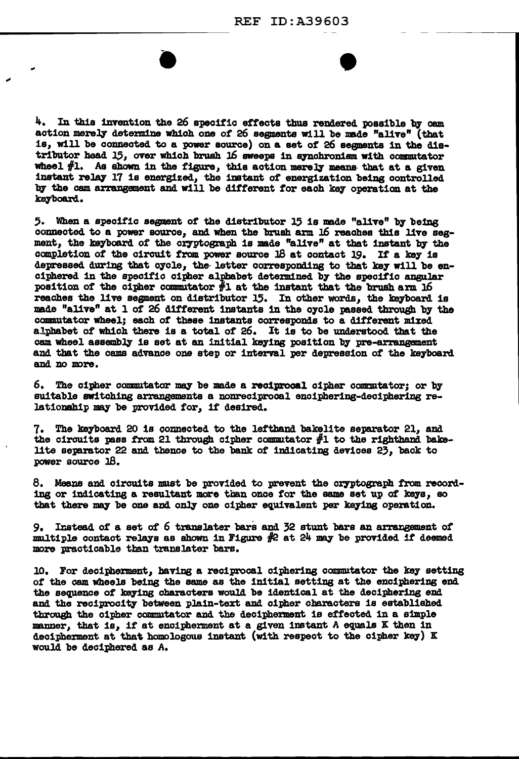4. In this invention the 26 specific effects thus rendered possible by cam action merely determine which one of 26 segments will be made "alive" (that is, will be connected to a power source) on a set of 26 segments in the distributor head 15, over which brush 16 sweeps in synchronism with commutator wheel #1. As shown in the figure, this action merely means that at a given instant relay 17 is energized, the instant of energization being controlled by the cam arrangement and will be different for each key operation at the keyboard.

5. When a specific segment of the distributor 15 is made "alive" by being connected to a power source, and when the brush arm 16 reaches this live segment, the keyboard of the cryptograph is made "alive" at that instant by the completion of the circuit from power source 18 at contact 19. If a key is depressed during that cycle, the letter corresponding to that key will be enciphered in the specific cipher alphabet determined by the specific angular position of the cipher commutator #1 at the instant that the brush arm 16 reaches the live segment on distributor 15. In other words, the keyboard is made "alive" at 1 of 26 different instants in the cycle passed through by the commutator wheel; each of these instants corresponds to a different mixed alphabet of which there is a total of 26. It is to be understood that the cam wheel assembly is set at an initial keying position by pre-arrangement and that the cams advance one step or interval per depression of the keyboard and no more.

6. The cipher commutator may be made a reciprocal cipher commutator; or by suitable switching arrangements a nonreciprocal enciphering-deciphering relationship may be provided for, if desired.

7. The keyboard 20 is connected to the lefthand bakelite separator 21, and the circuits pass from 21 through cipher commutator #1 to the righthand bakelite separator 22 and thence to the bank of indicating devices 23, back to power source 18.

8. Means and circuits must be provided to prevent the cryptograph from recording or indicating a resultant more than once for the same set up of keys, so that there may be one and only one cipher equivalent per keying operation.

9. Instead of a set of 6 translater bars and 32 stunt bars an arrangement of multiple contact relays as shown in Figure #2 at 24 may be provided if deemed more practicable than translater bars.

10. For decipherment, having a reciprocal ciphering commutator the key setting of the cam wheels being the same as the initial setting at the enciphering end the sequence of keying characters would be identical at the deciphering end and the reciprocity between plain-text and cipher characters is established through the cipher commutator and the decipherment is effected in a simple manner, that is, if at encipherment at a given instant A equals K then in decipherment at that homologous instant (with respect to the cipher key) K would be deciphered as A.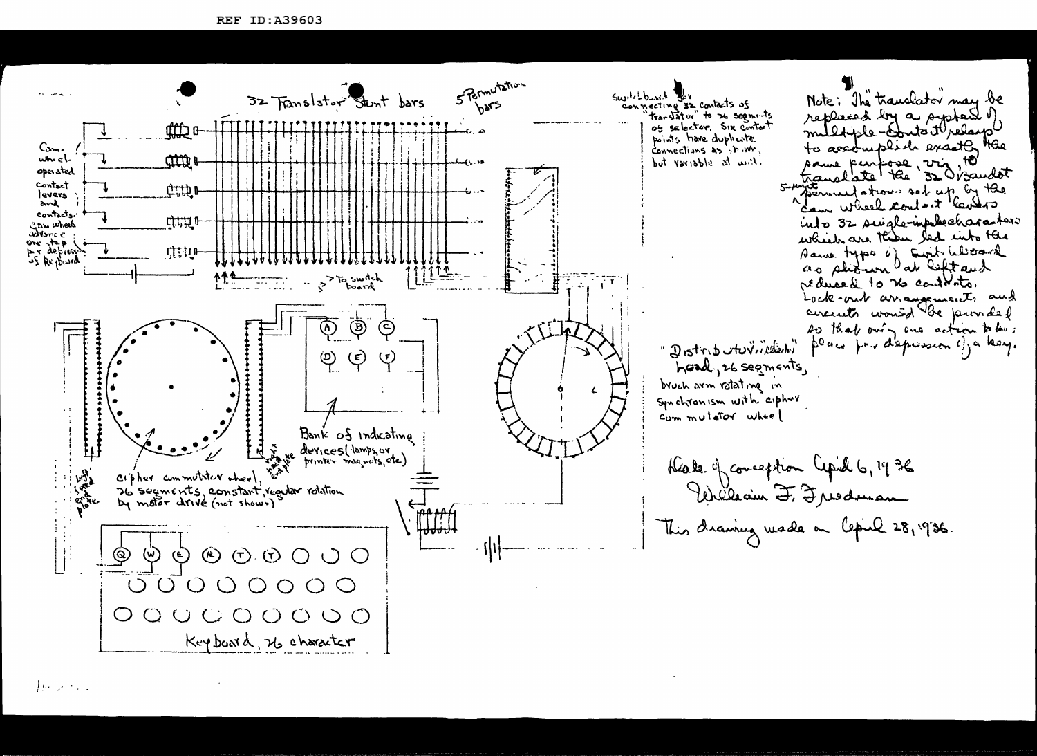REF ID:A39603

32 Translator Shunt bars

5 Permutation bars

Switchboard for connecting 32 contacts of "translator" to 26 segments of selector. Six contact points have duplicate connections as shown, but variable at will.

Cam-wheel-operated contact levers and contacts. Cam wheels advance one step per depression of keyboard

> To switch board

Note: The "translator" may be replaced by a system of multiple-contact relays to accomplish exactly the same purpose, viz, to translate the 32 Baudot 5-unit permutations set up by the cam wheel contact levers into 32 single-impulse characters which are then led into the same type of switchboard as shown at left and reduced to 26 contacts. Lock-out arrangements and circuits would be provided so that only one action takes place per depression of a key.

A B C

D E F

Bank of indicating devices (lamps or printer magnets, etc.)

"Distributor" "selector" head, 26 segments, brush arm rotating in synchronism with cipher commutator wheel

left fixed end plate

right fixed end plate

cipher commutator wheel, 26 segments, constant, regular rotation by motor drive (not shown)

Date of conception April 6, 1936

William F. Friedman

This drawing made on April 28, 1936.

Q W E R T Y

Keyboard, 26 character